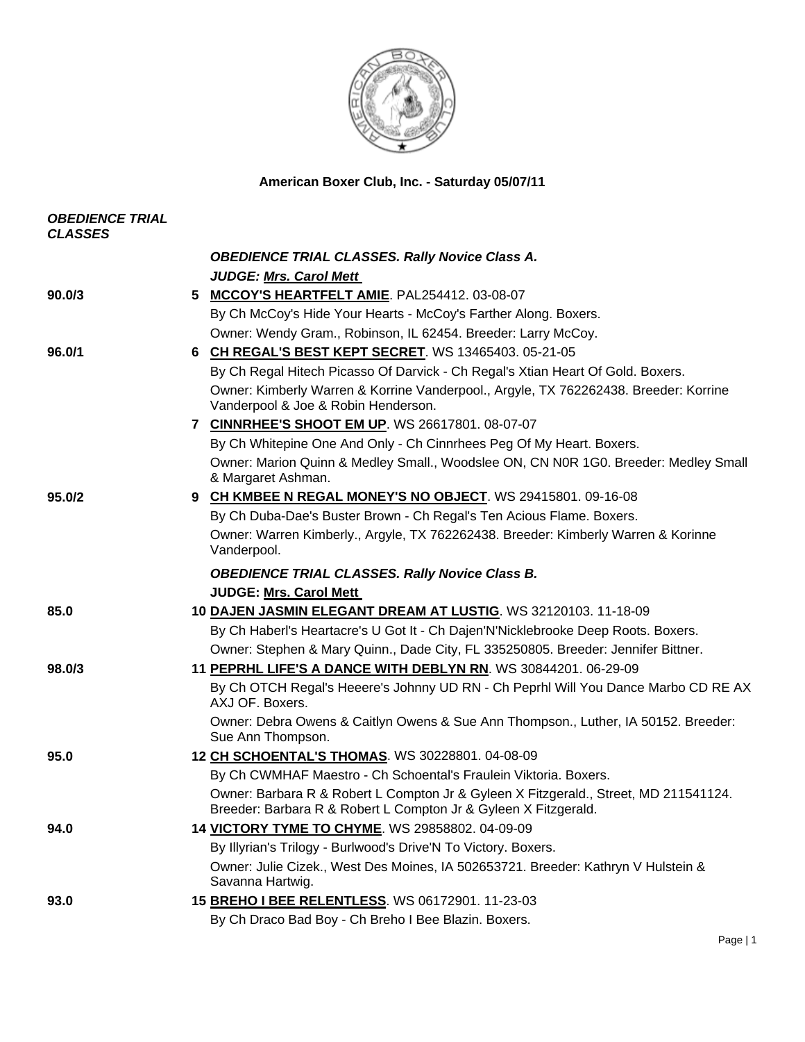# American Boxer Club, Inc. - Saturday 05/07/11

***OBEDIENCE TRIAL CLASSES***

***OBEDIENCE TRIAL CLASSES. Rally Novice Class A.***

***JUDGE: Mrs. Carol Mett***

**90.0/3** **5 MCCOY'S HEARTFELT AMIE**. PAL254412. 03-08-07
By Ch McCoy's Hide Your Hearts - McCoy's Farther Along. Boxers.
Owner: Wendy Gram., Robinson, IL 62454. Breeder: Larry McCoy.

**96.0/1** **6 CH REGAL'S BEST KEPT SECRET**. WS 13465403. 05-21-05
By Ch Regal Hitech Picasso Of Darvick - Ch Regal's Xtian Heart Of Gold. Boxers.
Owner: Kimberly Warren & Korrine Vanderpool., Argyle, TX 762262438. Breeder: Korrine Vanderpool & Joe & Robin Henderson.

**7 CINNRHEE'S SHOOT EM UP**. WS 26617801. 08-07-07
By Ch Whitepine One And Only - Ch Cinnrhees Peg Of My Heart. Boxers.
Owner: Marion Quinn & Medley Small., Woodslee ON, CN N0R 1G0. Breeder: Medley Small & Margaret Ashman.

**95.0/2** **9 CH KMBEE N REGAL MONEY'S NO OBJECT**. WS 29415801. 09-16-08
By Ch Duba-Dae's Buster Brown - Ch Regal's Ten Acious Flame. Boxers.
Owner: Warren Kimberly., Argyle, TX 762262438. Breeder: Kimberly Warren & Korinne Vanderpool.

***OBEDIENCE TRIAL CLASSES. Rally Novice Class B.***

**JUDGE: Mrs. Carol Mett**

**85.0** **10 DAJEN JASMIN ELEGANT DREAM AT LUSTIG**. WS 32120103. 11-18-09
By Ch Haberl's Heartacre's U Got It - Ch Dajen'N'Nicklebrooke Deep Roots. Boxers.
Owner: Stephen & Mary Quinn., Dade City, FL 335250805. Breeder: Jennifer Bittner.

**98.0/3** **11 PEPRHL LIFE'S A DANCE WITH DEBLYN RN**. WS 30844201. 06-29-09
By Ch OTCH Regal's Heeere's Johnny UD RN - Ch Peprhl Will You Dance Marbo CD RE AX AXJ OF. Boxers.
Owner: Debra Owens & Caitlyn Owens & Sue Ann Thompson., Luther, IA 50152. Breeder: Sue Ann Thompson.

**95.0** **12 CH SCHOENTAL'S THOMAS**. WS 30228801. 04-08-09
By Ch CWMHAF Maestro - Ch Schoental's Fraulein Viktoria. Boxers.
Owner: Barbara R & Robert L Compton Jr & Gyleen X Fitzgerald., Street, MD 211541124. Breeder: Barbara R & Robert L Compton Jr & Gyleen X Fitzgerald.

**94.0** **14 VICTORY TYME TO CHYME**. WS 29858802. 04-09-09
By Illyrian's Trilogy - Burlwood's Drive'N To Victory. Boxers.
Owner: Julie Cizek., West Des Moines, IA 502653721. Breeder: Kathryn V Hulstein & Savanna Hartwig.

**93.0** **15 BREHO I BEE RELENTLESS**. WS 06172901. 11-23-03
By Ch Draco Bad Boy - Ch Breho I Bee Blazin. Boxers.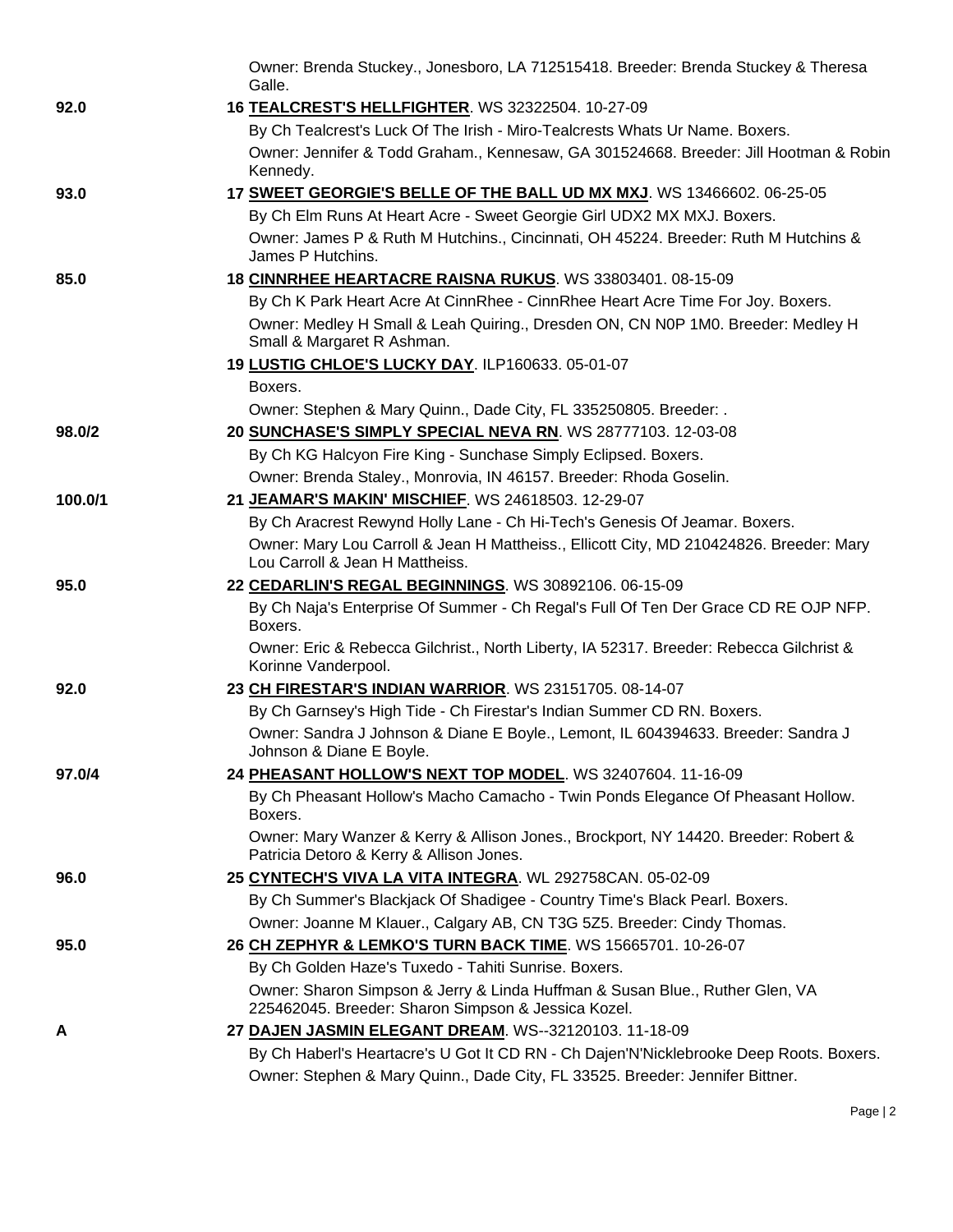Owner: Brenda Stuckey., Jonesboro, LA 712515418. Breeder: Brenda Stuckey & Theresa Galle.

**92.0** — 16 **TEALCREST'S HELLFIGHTER**. WS 32322504. 10-27-09

By Ch Tealcrest's Luck Of The Irish - Miro-Tealcrests Whats Ur Name. Boxers.

Owner: Jennifer & Todd Graham., Kennesaw, GA 301524668. Breeder: Jill Hootman & Robin Kennedy.

**93.0** — 17 **SWEET GEORGIE'S BELLE OF THE BALL UD MX MXJ**. WS 13466602. 06-25-05

By Ch Elm Runs At Heart Acre - Sweet Georgie Girl UDX2 MX MXJ. Boxers.

Owner: James P & Ruth M Hutchins., Cincinnati, OH 45224. Breeder: Ruth M Hutchins & James P Hutchins.

**85.0** — 18 **CINNRHEE HEARTACRE RAISNA RUKUS**. WS 33803401. 08-15-09

By Ch K Park Heart Acre At CinnRhee - CinnRhee Heart Acre Time For Joy. Boxers.

Owner: Medley H Small & Leah Quiring., Dresden ON, CN N0P 1M0. Breeder: Medley H Small & Margaret R Ashman.

19 **LUSTIG CHLOE'S LUCKY DAY**. ILP160633. 05-01-07

Boxers.

Owner: Stephen & Mary Quinn., Dade City, FL 335250805. Breeder: .

**98.0/2** — 20 **SUNCHASE'S SIMPLY SPECIAL NEVA RN**. WS 28777103. 12-03-08

By Ch KG Halcyon Fire King - Sunchase Simply Eclipsed. Boxers.

Owner: Brenda Staley., Monrovia, IN 46157. Breeder: Rhoda Goselin.

**100.0/1** — 21 **JEAMAR'S MAKIN' MISCHIEF**. WS 24618503. 12-29-07

By Ch Aracrest Rewynd Holly Lane - Ch Hi-Tech's Genesis Of Jeamar. Boxers.

Owner: Mary Lou Carroll & Jean H Mattheiss., Ellicott City, MD 210424826. Breeder: Mary Lou Carroll & Jean H Mattheiss.

**95.0** — 22 **CEDARLIN'S REGAL BEGINNINGS**. WS 30892106. 06-15-09

By Ch Naja's Enterprise Of Summer - Ch Regal's Full Of Ten Der Grace CD RE OJP NFP. Boxers.

Owner: Eric & Rebecca Gilchrist., North Liberty, IA 52317. Breeder: Rebecca Gilchrist & Korinne Vanderpool.

**92.0** — 23 **CH FIRESTAR'S INDIAN WARRIOR**. WS 23151705. 08-14-07

By Ch Garnsey's High Tide - Ch Firestar's Indian Summer CD RN. Boxers.

Owner: Sandra J Johnson & Diane E Boyle., Lemont, IL 604394633. Breeder: Sandra J Johnson & Diane E Boyle.

**97.0/4** — 24 **PHEASANT HOLLOW'S NEXT TOP MODEL**. WS 32407604. 11-16-09

By Ch Pheasant Hollow's Macho Camacho - Twin Ponds Elegance Of Pheasant Hollow. Boxers.

Owner: Mary Wanzer & Kerry & Allison Jones., Brockport, NY 14420. Breeder: Robert & Patricia Detoro & Kerry & Allison Jones.

**96.0** — 25 **CYNTECH'S VIVA LA VITA INTEGRA**. WL 292758CAN. 05-02-09

By Ch Summer's Blackjack Of Shadigee - Country Time's Black Pearl. Boxers.

Owner: Joanne M Klauer., Calgary AB, CN T3G 5Z5. Breeder: Cindy Thomas.

**95.0** — 26 **CH ZEPHYR & LEMKO'S TURN BACK TIME**. WS 15665701. 10-26-07

By Ch Golden Haze's Tuxedo - Tahiti Sunrise. Boxers.

Owner: Sharon Simpson & Jerry & Linda Huffman & Susan Blue., Ruther Glen, VA 225462045. Breeder: Sharon Simpson & Jessica Kozel.

**A** — 27 **DAJEN JASMIN ELEGANT DREAM**. WS--32120103. 11-18-09

By Ch Haberl's Heartacre's U Got It CD RN - Ch Dajen'N'Nicklebrooke Deep Roots. Boxers.

Owner: Stephen & Mary Quinn., Dade City, FL 33525. Breeder: Jennifer Bittner.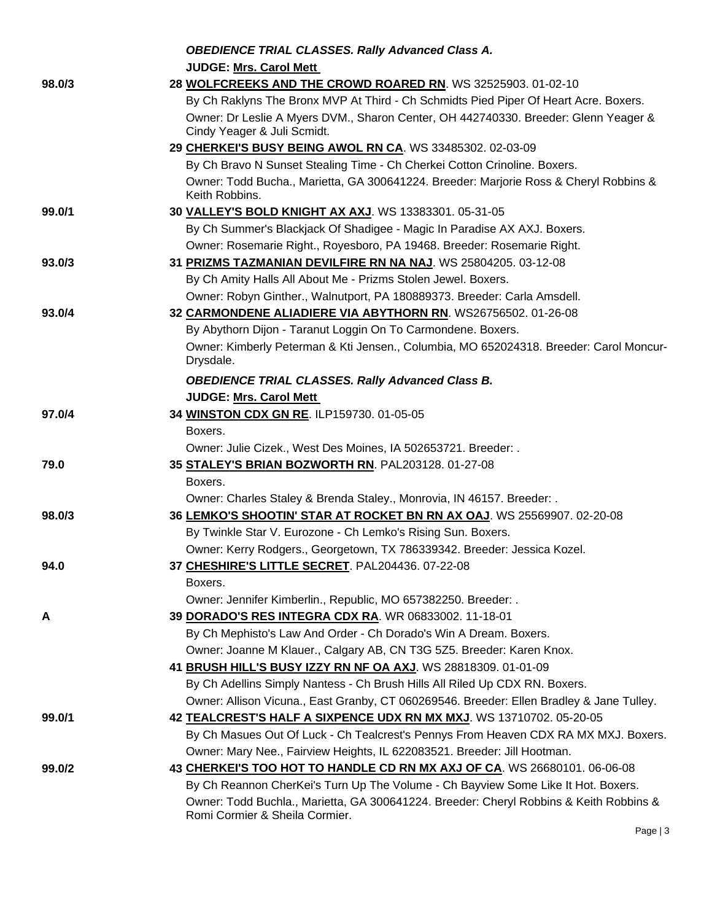***OBEDIENCE TRIAL CLASSES. Rally Advanced Class A.***

**JUDGE: Mrs. Carol Mett**

98.0/3 — **28 WOLFCREEKS AND THE CROWD ROARED RN**. WS 32525903. 01-02-10
By Ch Raklyns The Bronx MVP At Third - Ch Schmidts Pied Piper Of Heart Acre. Boxers.
Owner: Dr Leslie A Myers DVM., Sharon Center, OH 442740330. Breeder: Glenn Yeager & Cindy Yeager & Juli Scmidt.

**29 CHERKEI'S BUSY BEING AWOL RN CA**. WS 33485302. 02-03-09
By Ch Bravo N Sunset Stealing Time - Ch Cherkei Cotton Crinoline. Boxers.
Owner: Todd Bucha., Marietta, GA 300641224. Breeder: Marjorie Ross & Cheryl Robbins & Keith Robbins.

99.0/1 — **30 VALLEY'S BOLD KNIGHT AX AXJ**. WS 13383301. 05-31-05
By Ch Summer's Blackjack Of Shadigee - Magic In Paradise AX AXJ. Boxers.
Owner: Rosemarie Right., Royesboro, PA 19468. Breeder: Rosemarie Right.

93.0/3 — **31 PRIZMS TAZMANIAN DEVILFIRE RN NA NAJ**. WS 25804205. 03-12-08
By Ch Amity Halls All About Me - Prizms Stolen Jewel. Boxers.
Owner: Robyn Ginther., Walnutport, PA 180889373. Breeder: Carla Amsdell.

93.0/4 — **32 CARMONDENE ALIADIERE VIA ABYTHORN RN**. WS26756502. 01-26-08
By Abythorn Dijon - Taranut Loggin On To Carmondene. Boxers.
Owner: Kimberly Peterman & Kti Jensen., Columbia, MO 652024318. Breeder: Carol Moncur-Drysdale.

***OBEDIENCE TRIAL CLASSES. Rally Advanced Class B.***

**JUDGE: Mrs. Carol Mett**

97.0/4 — **34 WINSTON CDX GN RE**. ILP159730. 01-05-05
Boxers.
Owner: Julie Cizek., West Des Moines, IA 502653721. Breeder: .

79.0 — **35 STALEY'S BRIAN BOZWORTH RN**. PAL203128. 01-27-08
Boxers.
Owner: Charles Staley & Brenda Staley., Monrovia, IN 46157. Breeder: .

98.0/3 — **36 LEMKO'S SHOOTIN' STAR AT ROCKET BN RN AX OAJ**. WS 25569907. 02-20-08
By Twinkle Star V. Eurozone - Ch Lemko's Rising Sun. Boxers.
Owner: Kerry Rodgers., Georgetown, TX 786339342. Breeder: Jessica Kozel.

94.0 — **37 CHESHIRE'S LITTLE SECRET**. PAL204436. 07-22-08
Boxers.
Owner: Jennifer Kimberlin., Republic, MO 657382250. Breeder: .

A — **39 DORADO'S RES INTEGRA CDX RA**. WR 06833002. 11-18-01
By Ch Mephisto's Law And Order - Ch Dorado's Win A Dream. Boxers.
Owner: Joanne M Klauer., Calgary AB, CN T3G 5Z5. Breeder: Karen Knox.

**41 BRUSH HILL'S BUSY IZZY RN NF OA AXJ**. WS 28818309. 01-01-09
By Ch Adellins Simply Nantess - Ch Brush Hills All Riled Up CDX RN. Boxers.
Owner: Allison Vicuna., East Granby, CT 060269546. Breeder: Ellen Bradley & Jane Tulley.

99.0/1 — **42 TEALCREST'S HALF A SIXPENCE UDX RN MX MXJ**. WS 13710702. 05-20-05
By Ch Masues Out Of Luck - Ch Tealcrest's Pennys From Heaven CDX RA MX MXJ. Boxers.
Owner: Mary Nee., Fairview Heights, IL 622083521. Breeder: Jill Hootman.

99.0/2 — **43 CHERKEI'S TOO HOT TO HANDLE CD RN MX AXJ OF CA**. WS 26680101. 06-06-08
By Ch Reannon CherKei's Turn Up The Volume - Ch Bayview Some Like It Hot. Boxers.
Owner: Todd Buchla., Marietta, GA 300641224. Breeder: Cheryl Robbins & Keith Robbins & Romi Cormier & Sheila Cormier.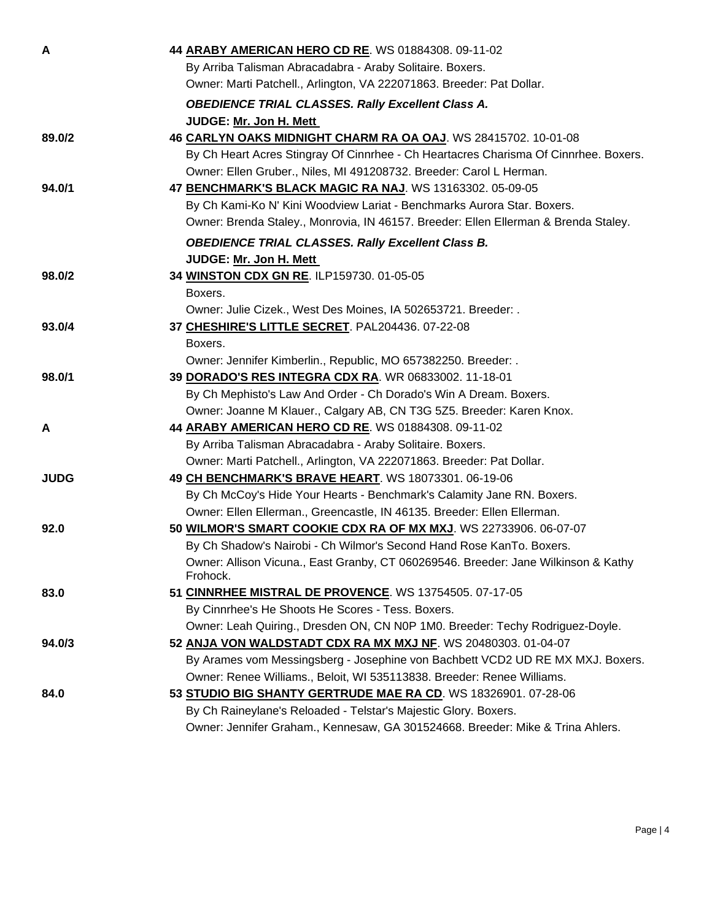| | |
|---|---|
| A | 44 **ARABY AMERICAN HERO CD RE**. WS 01884308. 09-11-02<br>By Arriba Talisman Abracadabra - Araby Solitaire. Boxers.<br>Owner: Marti Patchell., Arlington, VA 222071863. Breeder: Pat Dollar. |

***OBEDIENCE TRIAL CLASSES. Rally Excellent Class A.***

**JUDGE: Mr. Jon H. Mett**

| | |
|---|---|
| 89.0/2 | 46 **CARLYN OAKS MIDNIGHT CHARM RA OA OAJ**. WS 28415702. 10-01-08<br>By Ch Heart Acres Stingray Of Cinnrhee - Ch Heartacres Charisma Of Cinnrhee. Boxers.<br>Owner: Ellen Gruber., Niles, MI 491208732. Breeder: Carol L Herman. |
| 94.0/1 | 47 **BENCHMARK'S BLACK MAGIC RA NAJ**. WS 13163302. 05-09-05<br>By Ch Kami-Ko N' Kini Woodview Lariat - Benchmarks Aurora Star. Boxers.<br>Owner: Brenda Staley., Monrovia, IN 46157. Breeder: Ellen Ellerman & Brenda Staley. |

***OBEDIENCE TRIAL CLASSES. Rally Excellent Class B.***

**JUDGE: Mr. Jon H. Mett**

| | |
|---|---|
| 98.0/2 | 34 **WINSTON CDX GN RE**. ILP159730. 01-05-05<br>Boxers.<br>Owner: Julie Cizek., West Des Moines, IA 502653721. Breeder: . |
| 93.0/4 | 37 **CHESHIRE'S LITTLE SECRET**. PAL204436. 07-22-08<br>Boxers.<br>Owner: Jennifer Kimberlin., Republic, MO 657382250. Breeder: . |
| 98.0/1 | 39 **DORADO'S RES INTEGRA CDX RA**. WR 06833002. 11-18-01<br>By Ch Mephisto's Law And Order - Ch Dorado's Win A Dream. Boxers.<br>Owner: Joanne M Klauer., Calgary AB, CN T3G 5Z5. Breeder: Karen Knox. |
| A | 44 **ARABY AMERICAN HERO CD RE**. WS 01884308. 09-11-02<br>By Arriba Talisman Abracadabra - Araby Solitaire. Boxers.<br>Owner: Marti Patchell., Arlington, VA 222071863. Breeder: Pat Dollar. |
| JUDG | 49 **CH BENCHMARK'S BRAVE HEART**. WS 18073301. 06-19-06<br>By Ch McCoy's Hide Your Hearts - Benchmark's Calamity Jane RN. Boxers.<br>Owner: Ellen Ellerman., Greencastle, IN 46135. Breeder: Ellen Ellerman. |
| 92.0 | 50 **WILMOR'S SMART COOKIE CDX RA OF MX MXJ**. WS 22733906. 06-07-07<br>By Ch Shadow's Nairobi - Ch Wilmor's Second Hand Rose KanTo. Boxers.<br>Owner: Allison Vicuna., East Granby, CT 060269546. Breeder: Jane Wilkinson & Kathy Frohock. |
| 83.0 | 51 **CINNRHEE MISTRAL DE PROVENCE**. WS 13754505. 07-17-05<br>By Cinnrhee's He Shoots He Scores - Tess. Boxers.<br>Owner: Leah Quiring., Dresden ON, CN N0P 1M0. Breeder: Techy Rodriguez-Doyle. |
| 94.0/3 | 52 **ANJA VON WALDSTADT CDX RA MX MXJ NF**. WS 20480303. 01-04-07<br>By Arames vom Messingsberg - Josephine von Bachbett VCD2 UD RE MX MXJ. Boxers.<br>Owner: Renee Williams., Beloit, WI 535113838. Breeder: Renee Williams. |
| 84.0 | 53 **STUDIO BIG SHANTY GERTRUDE MAE RA CD**. WS 18326901. 07-28-06<br>By Ch Raineylane's Reloaded - Telstar's Majestic Glory. Boxers.<br>Owner: Jennifer Graham., Kennesaw, GA 301524668. Breeder: Mike & Trina Ahlers. |